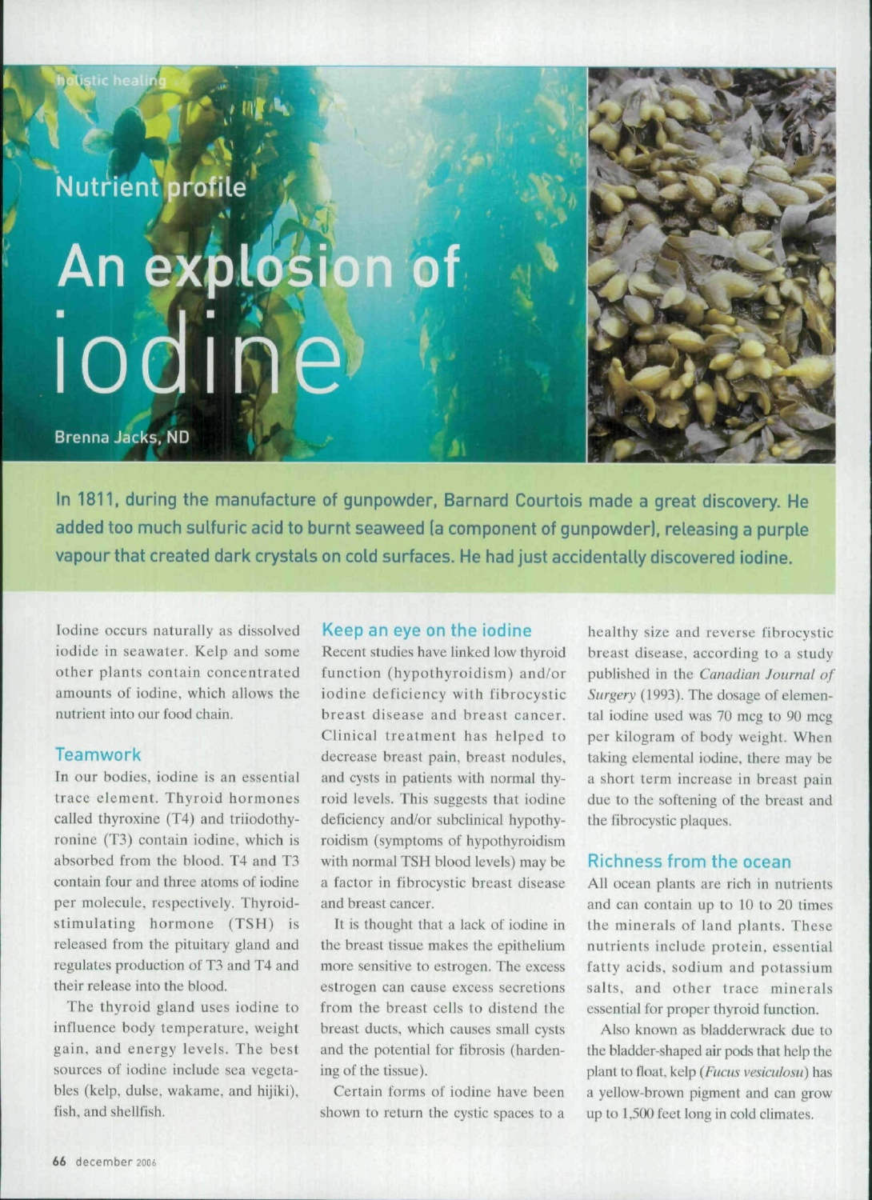holistic healing

## Nutrient profile

# An explosion of iodine

Brenna Jacks, ND

**In 1811, during the manufacture of gunpowder, Barnard Courtois made a great discovery. He added too much sulfuric acid to burnt seaweed (a component of gunpowder), releasing a purple vapour that created dark crystals on cold surfaces. He had just accidentally discovered iodine.**

Iodine occurs naturally as dissolved iodide in seawater. Kelp and some other plants contain concentrated amounts of iodine, which allows the nutrient into our food chain.

### Teamwork

In our bodies, iodine is an essential trace element. Thyroid hormones called thyroxine (T4) and triiodothyronine (T3) contain iodine, which is absorbed from the blood. T4 and T3 contain four and three atoms of iodine per molecule, respectively. Thyroid-stimulating hormone (TSH) is released from the pituitary gland and regulates production of T3 and T4 and their release into the blood.

The thyroid gland uses iodine to influence body temperature, weight gain, and energy levels. The best sources of iodine include sea vegetables (kelp, dulse, wakame, and hijiki), fish, and shellfish.

### Keep an eye on the iodine

Recent studies have linked low thyroid function (hypothyroidism) and/or iodine deficiency with fibrocystic breast disease and breast cancer. Clinical treatment has helped to decrease breast pain, breast nodules, and cysts in patients with normal thyroid levels. This suggests that iodine deficiency and/or subclinical hypothyroidism (symptoms of hypothyroidism with normal TSH blood levels) may be a factor in fibrocystic breast disease and breast cancer.

It is thought that a lack of iodine in the breast tissue makes the epithelium more sensitive to estrogen. The excess estrogen can cause excess secretions from the breast cells to distend the breast ducts, which causes small cysts and the potential for fibrosis (hardening of the tissue).

Certain forms of iodine have been shown to return the cystic spaces to a healthy size and reverse fibrocystic breast disease, according to a study published in the *Canadian Journal of Surgery* (1993). The dosage of elemental iodine used was 70 mcg to 90 mcg per kilogram of body weight. When taking elemental iodine, there may be a short term increase in breast pain due to the softening of the breast and the fibrocystic plaques.

### Richness from the ocean

All ocean plants are rich in nutrients and can contain up to 10 to 20 times the minerals of land plants. These nutrients include protein, essential fatty acids, sodium and potassium salts, and other trace minerals essential for proper thyroid function.

Also known as bladderwrack due to the bladder-shaped air pods that help the plant to float, kelp (*Fucus vesiculosu*) has a yellow-brown pigment and can grow up to 1,500 feet long in cold climates.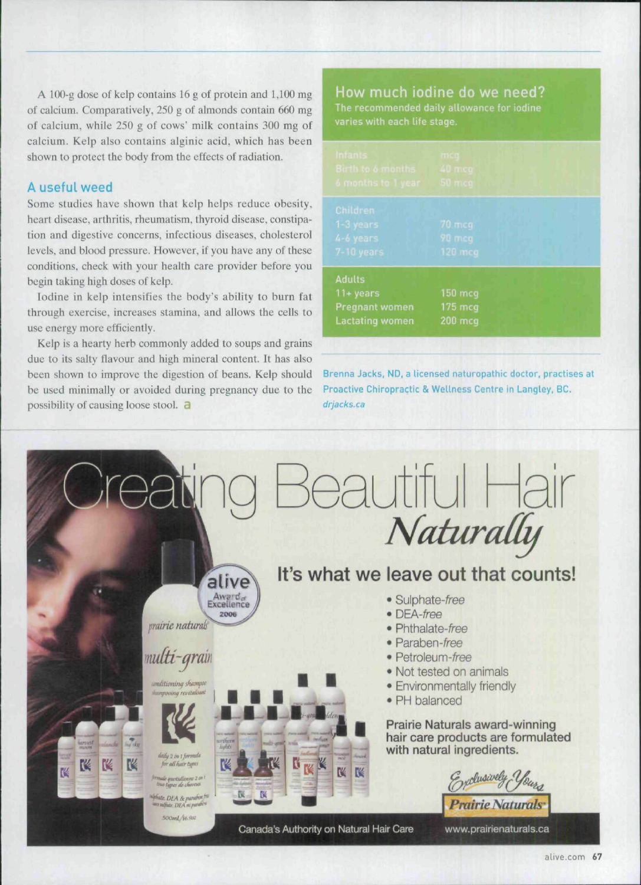A 100-g dose of kelp contains 16 g of protein and 1,100 mg of calcium. Comparatively, 250 g of almonds contain 660 mg of calcium, while 250 g of cows' milk contains 300 mg of calcium. Kelp also contains alginic acid, which has been shown to protect the body from the effects of radiation.

## A useful weed

Some studies have shown that kelp helps reduce obesity, heart disease, arthritis, rheumatism, thyroid disease, constipation and digestive concerns, infectious diseases, cholesterol levels, and blood pressure. However, if you have any of these conditions, check with your health care provider before you begin taking high doses of kelp.

Iodine in kelp intensifies the body's ability to burn fat through exercise, increases stamina, and allows the cells to use energy more efficiently.

Kelp is a hearty herb commonly added to soups and grains due to its salty flavour and high mineral content. It has also been shown to improve the digestion of beans. Kelp should be used minimally or avoided during pregnancy due to the possibility of causing loose stool.

### How much iodine do we need?

The recommended daily allowance for iodine varies with each life stage.

| Infants | mcg |
|---|---|
| Birth to 6 months | 40 mcg |
| 6 months to 1 year | 50 mcg |
| **Children** | |
| 1-3 years | 70 mcg |
| 4-6 years | 90 mcg |
| 7-10 years | 120 mcg |
| **Adults** | |
| 11+ years | 150 mcg |
| Pregnant women | 175 mcg |
| Lactating women | 200 mcg |

Brenna Jacks, ND, a licensed naturopathic doctor, practises at Proactive Chiropractic & Wellness Centre in Langley, BC. *drjacks.ca*

# Creating Beautiful Hair *Naturally*

## It's what we leave out that counts!

- Sulphate-*free*
- DEA-*free*
- Phthalate-*free*
- Paraben-*free*
- Petroleum-*free*
- Not tested on animals
- Environmentally friendly
- PH balanced

**Prairie Naturals award-winning hair care products are formulated with natural ingredients.**

*Exclusively Yours* Prairie Naturals

Canada's Authority on Natural Hair Care www.prairienaturals.ca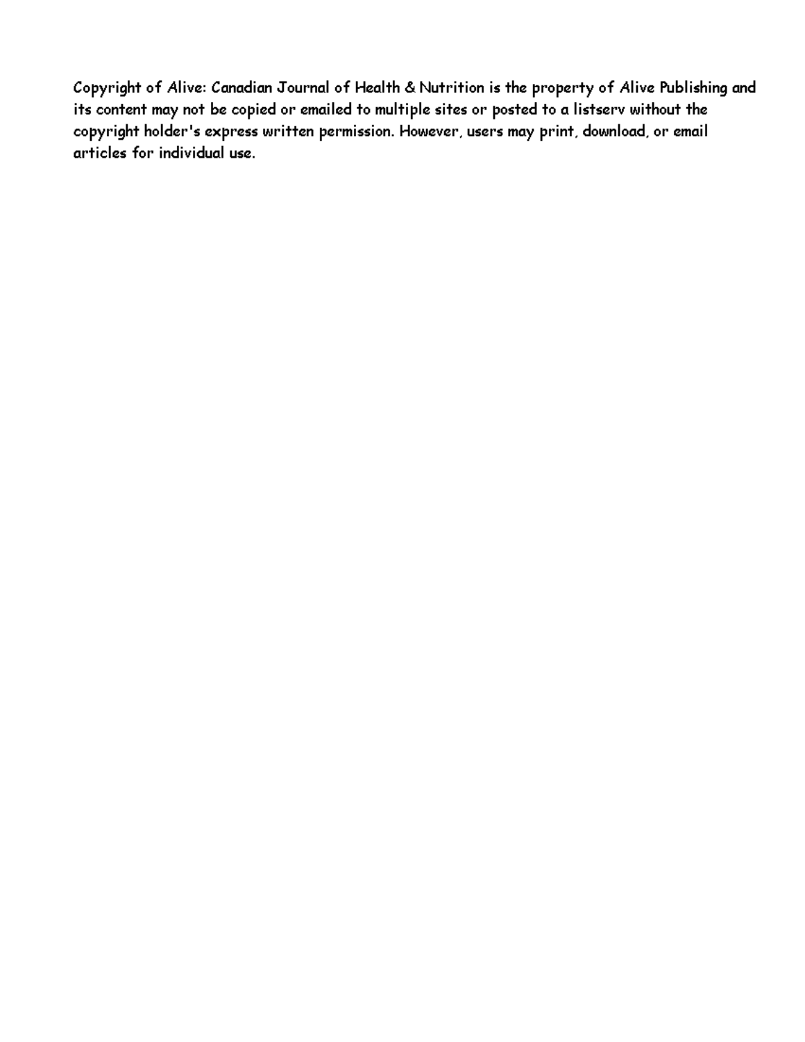Copyright of Alive: Canadian Journal of Health & Nutrition is the property of Alive Publishing and its content may not be copied or emailed to multiple sites or posted to a listserv without the copyright holder's express written permission. However, users may print, download, or email articles for individual use.